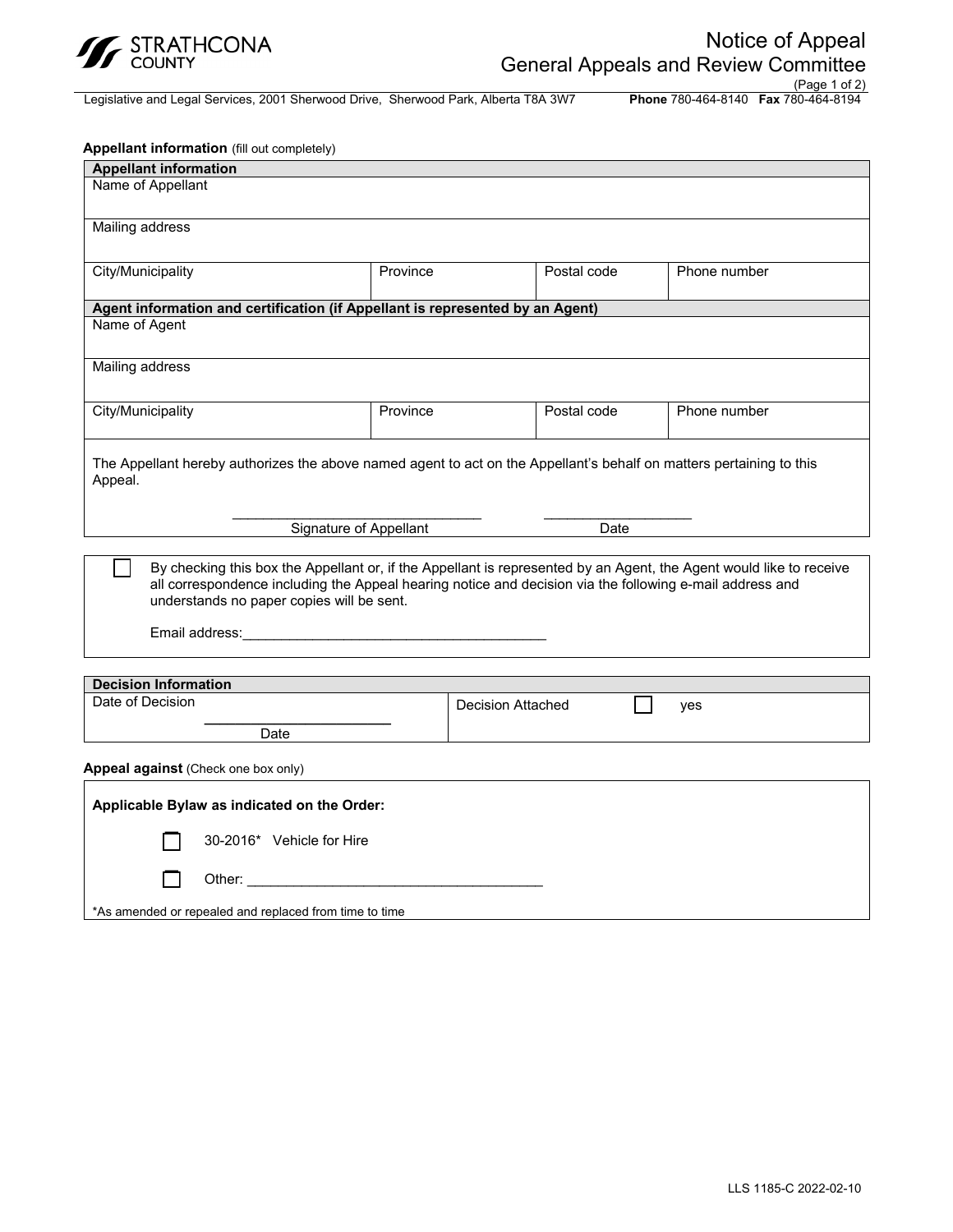STRATHCONA COUNTY

# Notice of Appeal
## General Appeals and Review Committee

Legislative and Legal Services, 2001 Sherwood Drive, Sherwood Park, Alberta T8A 3W7 **Phone** 780-464-8140 **Fax** 780-464-8194

**Appellant information** (fill out completely)

| **Appellant information** | | | |
|---|---|---|---|
| Name of Appellant | | | |
| Mailing address | | | |
| City/Municipality | Province | Postal code | Phone number |
| **Agent information and certification (if Appellant is represented by an Agent)** | | | |
| Name of Agent | | | |
| Mailing address | | | |
| City/Municipality | Province | Postal code | Phone number |
| The Appellant hereby authorizes the above named agent to act on the Appellant's behalf on matters pertaining to this Appeal. | | | |
| \_\_\_\_\_\_\_\_\_\_\_\_\_\_\_\_\_\_\_\_\_\_\_\_\_\_\_\_\_\_ Signature of Appellant | | \_\_\_\_\_\_\_\_\_\_\_\_\_\_\_\_\_\_ Date | |

☐ By checking this box the Appellant or, if the Appellant is represented by an Agent, the Agent would like to receive all correspondence including the Appeal hearing notice and decision via the following e-mail address and understands no paper copies will be sent.

Email address:\_\_\_\_\_\_\_\_\_\_\_\_\_\_\_\_\_\_\_\_\_\_\_\_\_\_\_\_\_\_\_\_\_\_\_\_\_\_\_

| **Decision Information** | |
|---|---|
| Date of Decision<br>\_\_\_\_\_\_\_\_\_\_\_\_\_\_\_\_\_\_\_\_<br>Date | Decision Attached ☐ yes |

**Appeal against** (Check one box only)

**Applicable Bylaw as indicated on the Order:**

☐ 30-2016* Vehicle for Hire

☐ Other: \_\_\_\_\_\_\_\_\_\_\_\_\_\_\_\_\_\_\_\_\_\_\_\_\_\_\_\_\_\_\_\_\_\_\_\_\_\_\_

*As amended or repealed and replaced from time to time

LLS 1185-C 2022-02-10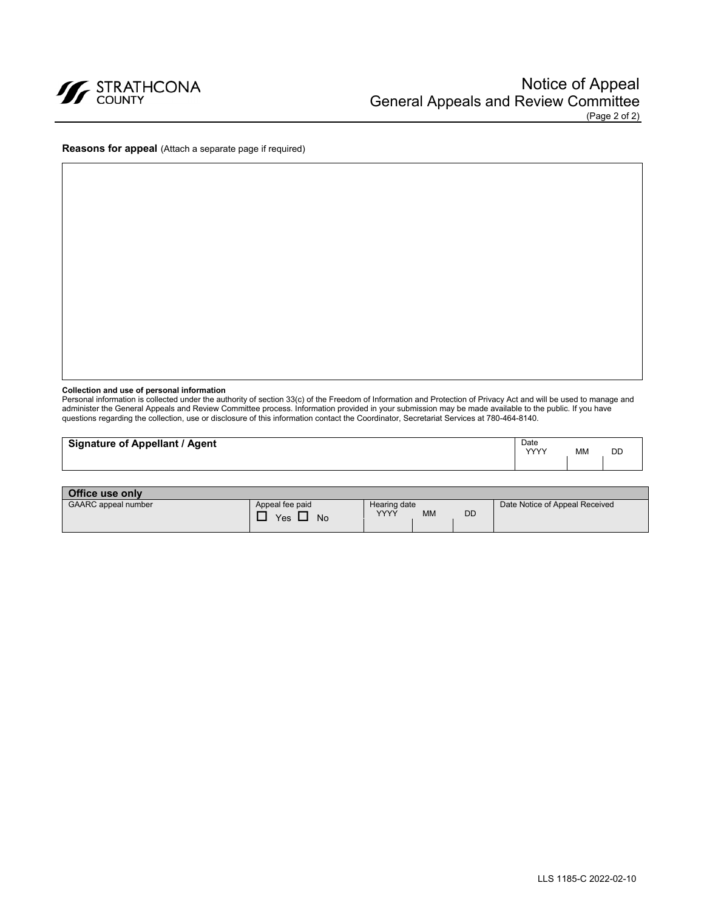**Reasons for appeal** (Attach a separate page if required)

| |
|---|
| |

**Collection and use of personal information**
Personal information is collected under the authority of section 33(c) of the Freedom of Information and Protection of Privacy Act and will be used to manage and administer the General Appeals and Review Committee process. Information provided in your submission may be made available to the public. If you have questions regarding the collection, use or disclosure of this information contact the Coordinator, Secretariat Services at 780-464-8140.

| **Signature of Appellant / Agent** | Date YYYY | MM | DD |
|---|---|---|---|
| | | | |

| **Office use only** | | | | | |
|---|---|---|---|---|---|
| GAARC appeal number | Appeal fee paid ☐ Yes ☐ No | Hearing date YYYY | MM | DD | Date Notice of Appeal Received |
| | | | | | |

LLS 1185-C 2022-02-10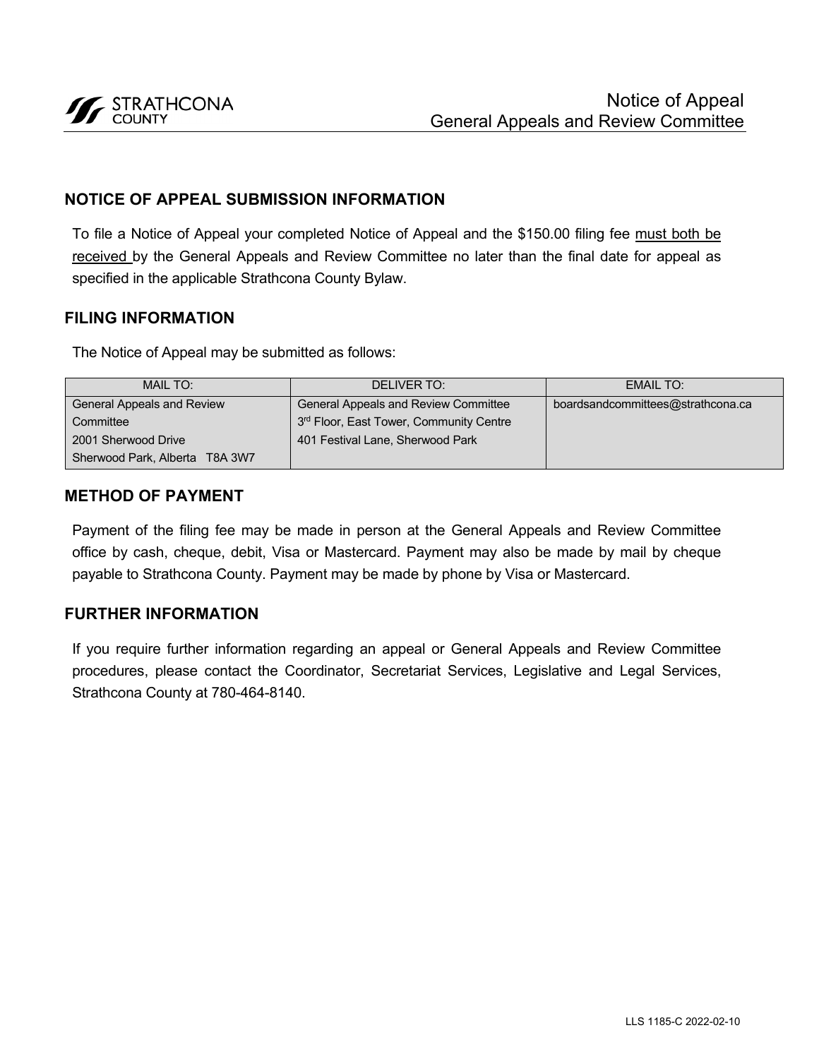# Notice of Appeal
## General Appeals and Review Committee

## NOTICE OF APPEAL SUBMISSION INFORMATION

To file a Notice of Appeal your completed Notice of Appeal and the $150.00 filing fee must both be received by the General Appeals and Review Committee no later than the final date for appeal as specified in the applicable Strathcona County Bylaw.

## FILING INFORMATION

The Notice of Appeal may be submitted as follows:

| MAIL TO: | DELIVER TO: | EMAIL TO: |
|---|---|---|
| General Appeals and Review Committee<br>2001 Sherwood Drive<br>Sherwood Park, Alberta T8A 3W7 | General Appeals and Review Committee<br>3rd Floor, East Tower, Community Centre<br>401 Festival Lane, Sherwood Park | boardsandcommittees@strathcona.ca |

## METHOD OF PAYMENT

Payment of the filing fee may be made in person at the General Appeals and Review Committee office by cash, cheque, debit, Visa or Mastercard. Payment may also be made by mail by cheque payable to Strathcona County. Payment may be made by phone by Visa or Mastercard.

## FURTHER INFORMATION

If you require further information regarding an appeal or General Appeals and Review Committee procedures, please contact the Coordinator, Secretariat Services, Legislative and Legal Services, Strathcona County at 780-464-8140.

LLS 1185-C 2022-02-10